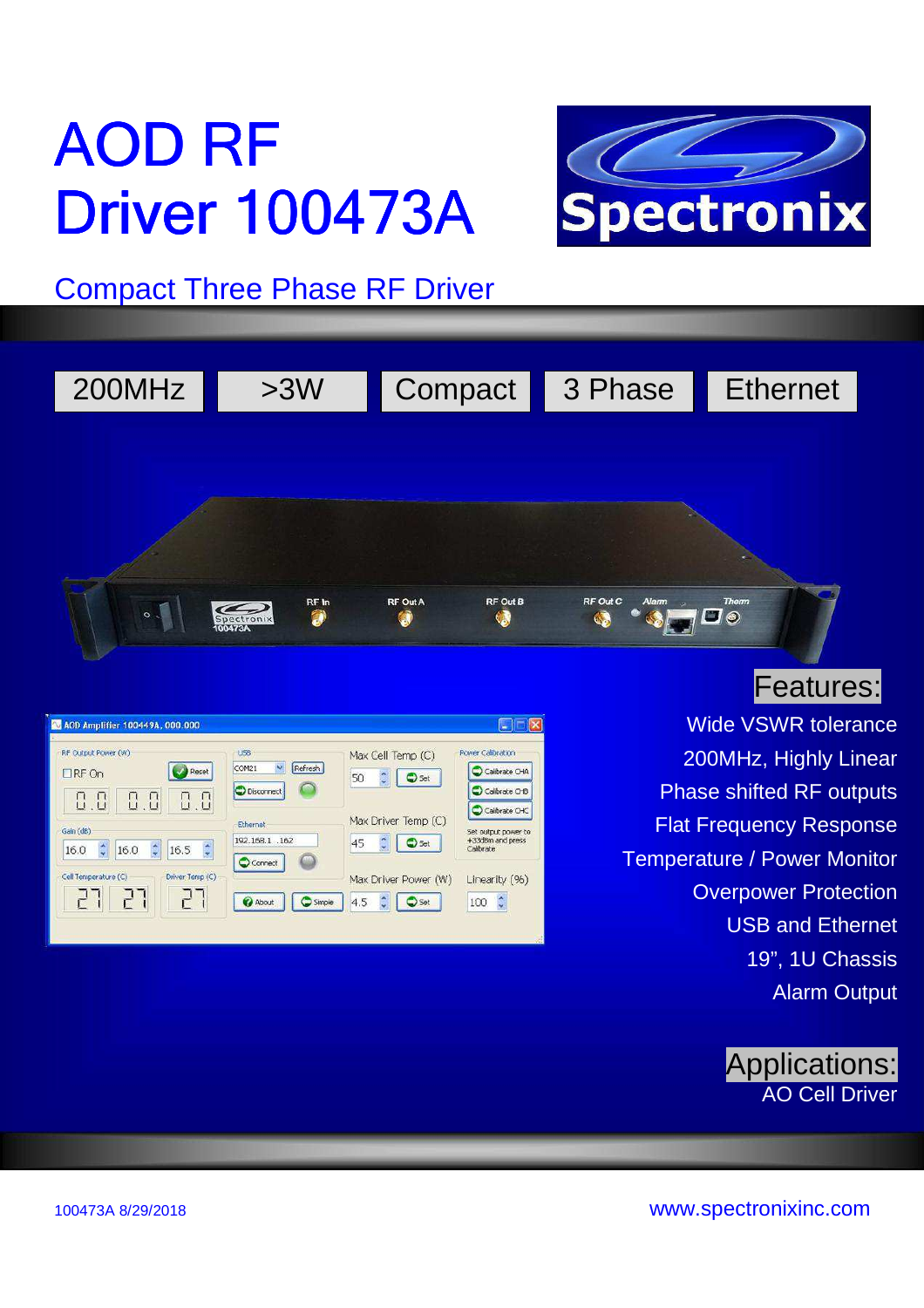# AOD RF Driver 100473A

Spectronix

## Compact Three Phase RF Driver

200MHz | >3W | Compact | 3 Phase | Ethernet

## Features:

Wide VSWR tolerance
200MHz, Highly Linear
Phase shifted RF outputs
Flat Frequency Response
Temperature / Power Monitor
Overpower Protection
USB and Ethernet
19", 1U Chassis
Alarm Output

## Applications:

AO Cell Driver

100473A 8/29/2018

www.spectronixinc.com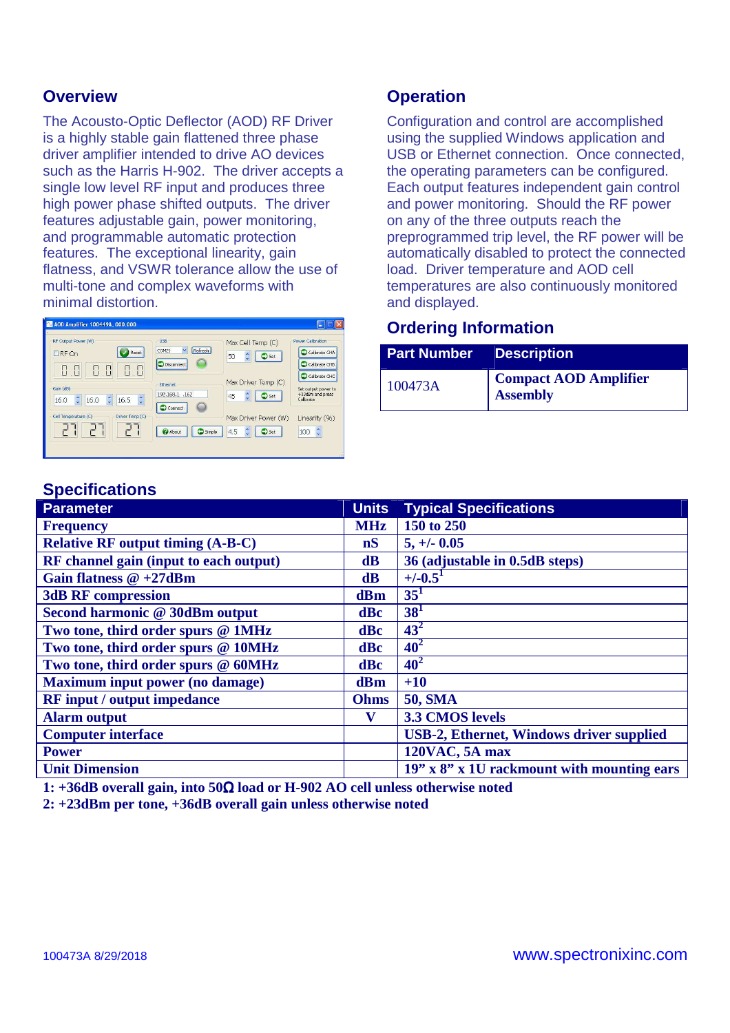## Overview

The Acousto-Optic Deflector (AOD) RF Driver is a highly stable gain flattened three phase driver amplifier intended to drive AO devices such as the Harris H-902. The driver accepts a single low level RF input and produces three high power phase shifted outputs. The driver features adjustable gain, power monitoring, and programmable automatic protection features. The exceptional linearity, gain flatness, and VSWR tolerance allow the use of multi-tone and complex waveforms with minimal distortion.

## Operation

Configuration and control are accomplished using the supplied Windows application and USB or Ethernet connection. Once connected, the operating parameters can be configured. Each output features independent gain control and power monitoring. Should the RF power on any of the three outputs reach the preprogrammed trip level, the RF power will be automatically disabled to protect the connected load. Driver temperature and AOD cell temperatures are also continuously monitored and displayed.

## Ordering Information

| Part Number | Description |
|---|---|
| 100473A | **Compact AOD Amplifier Assembly** |

## Specifications

| Parameter | Units | Typical Specifications |
|---|---|---|
| **Frequency** | **MHz** | **150 to 250** |
| **Relative RF output timing (A-B-C)** | **nS** | **5, +/- 0.05** |
| **RF channel gain (input to each output)** | **dB** | **36 (adjustable in 0.5dB steps)** |
| **Gain flatness @ +27dBm** | **dB** | **+/-0.5[1]** |
| **3dB RF compression** | **dBm** | **35[1]** |
| **Second harmonic @ 30dBm output** | **dBc** | **38[1]** |
| **Two tone, third order spurs @ 1MHz** | **dBc** | **43[2]** |
| **Two tone, third order spurs @ 10MHz** | **dBc** | **40[2]** |
| **Two tone, third order spurs @ 60MHz** | **dBc** | **40[2]** |
| **Maximum input power (no damage)** | **dBm** | **+10** |
| **RF input / output impedance** | **Ohms** | **50, SMA** |
| **Alarm output** | **V** | **3.3 CMOS levels** |
| **Computer interface** | | **USB-2, Ethernet, Windows driver supplied** |
| **Power** | | **120VAC, 5A max** |
| **Unit Dimension** | | **19” x 8” x 1U rackmount with mounting ears** |

**1: +36dB overall gain, into 50Ω load or H-902 AO cell unless otherwise noted**

**2: +23dBm per tone, +36dB overall gain unless otherwise noted**

100473A 8/29/2018

www.spectronixinc.com